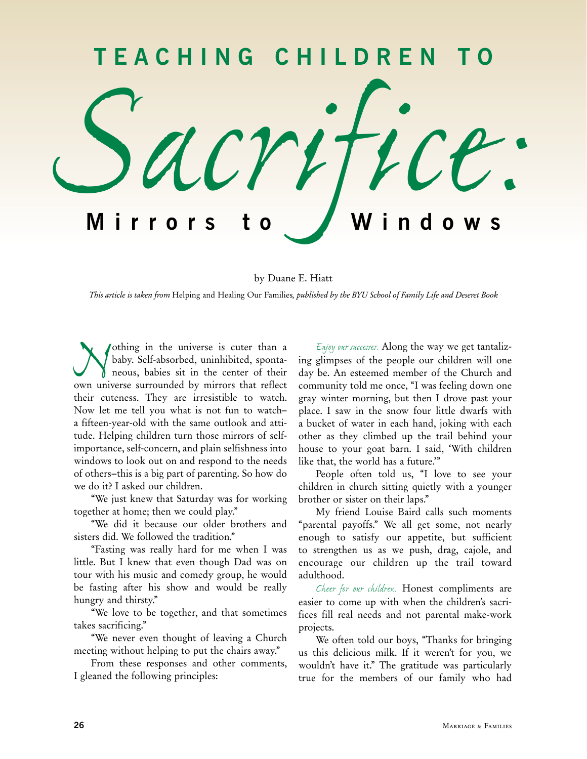# TEACHING CHILDREN TO *Sacrifice:* Mirrors to Windows

by Duane E. Hiatt

*This article is taken from* Helping and Healing Our Families*, published by the BYU School of Family Life and Deseret Book*

Nothing in the universe is cuter than a baby. Self-absorbed, uninhibited, spontaneous, babies sit in the center of their own universe surrounded by mirrors that reflect their cuteness. They are irresistible to watch. Now let me tell you what is not fun to watch—a fifteen-year-old with the same outlook and attitude. Helping children turn those mirrors of self-importance, self-concern, and plain selfishness into windows to look out on and respond to the needs of others—this is a big part of parenting. So how do we do it? I asked our children.

"We just knew that Saturday was for working together at home; then we could play."

"We did it because our older brothers and sisters did. We followed the tradition."

"Fasting was really hard for me when I was little. But I knew that even though Dad was on tour with his music and comedy group, he would be fasting after his show and would be really hungry and thirsty."

"We love to be together, and that sometimes takes sacrificing."

"We never even thought of leaving a Church meeting without helping to put the chairs away."

From these responses and other comments, I gleaned the following principles:

*Enjoy our successes.* Along the way we get tantalizing glimpses of the people our children will one day be. An esteemed member of the Church and community told me once, "I was feeling down one gray winter morning, but then I drove past your place. I saw in the snow four little dwarfs with a bucket of water in each hand, joking with each other as they climbed up the trail behind your house to your goat barn. I said, 'With children like that, the world has a future.'"

People often told us, "I love to see your children in church sitting quietly with a younger brother or sister on their laps."

My friend Louise Baird calls such moments "parental payoffs." We all get some, not nearly enough to satisfy our appetite, but sufficient to strengthen us as we push, drag, cajole, and encourage our children up the trail toward adulthood.

*Cheer for our children.* Honest compliments are easier to come up with when the children's sacrifices fill real needs and not parental make-work projects.

We often told our boys, "Thanks for bringing us this delicious milk. If it weren't for you, we wouldn't have it." The gratitude was particularly true for the members of our family who had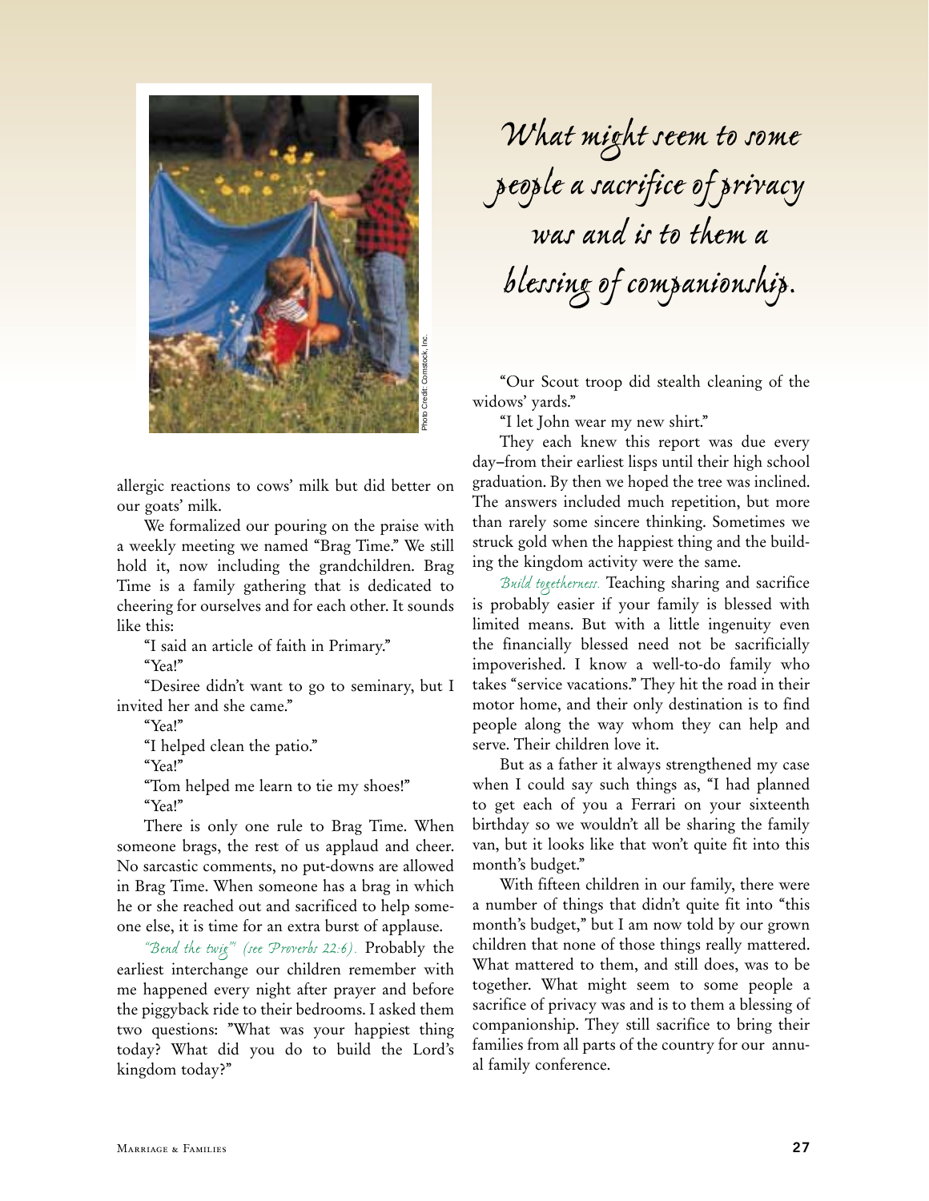allergic reactions to cows' milk but did better on our goats' milk.

We formalized our pouring on the praise with a weekly meeting we named "Brag Time." We still hold it, now including the grandchildren. Brag Time is a family gathering that is dedicated to cheering for ourselves and for each other. It sounds like this:

"I said an article of faith in Primary."

"Yea!"

"Desiree didn't want to go to seminary, but I invited her and she came."

"Yea!"

"I helped clean the patio."

"Yea!"

"Tom helped me learn to tie my shoes!"

"Yea!"

There is only one rule to Brag Time. When someone brags, the rest of us applaud and cheer. No sarcastic comments, no put-downs are allowed in Brag Time. When someone has a brag in which he or she reached out and sacrificed to help someone else, it is time for an extra burst of applause.

*"Bend the twig" (see Proverbs 22:6).* Probably the earliest interchange our children remember with me happened every night after prayer and before the piggyback ride to their bedrooms. I asked them two questions: "What was your happiest thing today? What did you do to build the Lord's kingdom today?"

*What might seem to some people a sacrifice of privacy was and is to them a blessing of companionship.*

"Our Scout troop did stealth cleaning of the widows' yards."

"I let John wear my new shirt."

They each knew this report was due every day–from their earliest lisps until their high school graduation. By then we hoped the tree was inclined. The answers included much repetition, but more than rarely some sincere thinking. Sometimes we struck gold when the happiest thing and the building the kingdom activity were the same.

*Build togetherness.* Teaching sharing and sacrifice is probably easier if your family is blessed with limited means. But with a little ingenuity even the financially blessed need not be sacrificially impoverished. I know a well-to-do family who takes "service vacations." They hit the road in their motor home, and their only destination is to find people along the way whom they can help and serve. Their children love it.

But as a father it always strengthened my case when I could say such things as, "I had planned to get each of you a Ferrari on your sixteenth birthday so we wouldn't all be sharing the family van, but it looks like that won't quite fit into this month's budget."

With fifteen children in our family, there were a number of things that didn't quite fit into "this month's budget," but I am now told by our grown children that none of those things really mattered. What mattered to them, and still does, was to be together. What might seem to some people a sacrifice of privacy was and is to them a blessing of companionship. They still sacrifice to bring their families from all parts of the country for our annual family conference.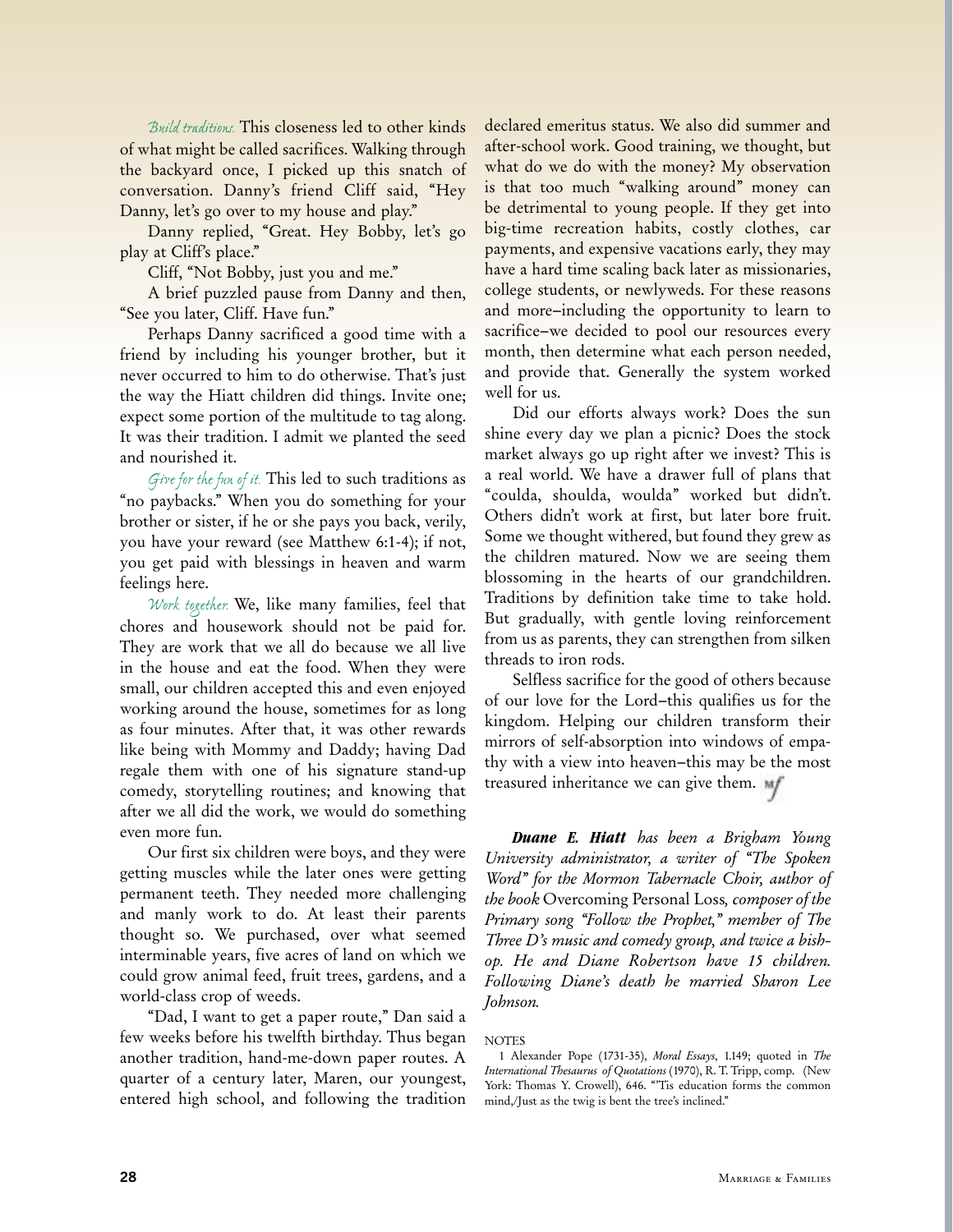*Build traditions.* This closeness led to other kinds of what might be called sacrifices. Walking through the backyard once, I picked up this snatch of conversation. Danny's friend Cliff said, "Hey Danny, let's go over to my house and play."

Danny replied, "Great. Hey Bobby, let's go play at Cliff's place."

Cliff, "Not Bobby, just you and me."

A brief puzzled pause from Danny and then, "See you later, Cliff. Have fun."

Perhaps Danny sacrificed a good time with a friend by including his younger brother, but it never occurred to him to do otherwise. That's just the way the Hiatt children did things. Invite one; expect some portion of the multitude to tag along. It was their tradition. I admit we planted the seed and nourished it.

*Give for the fun of it.* This led to such traditions as "no paybacks." When you do something for your brother or sister, if he or she pays you back, verily, you have your reward (see Matthew 6:1-4); if not, you get paid with blessings in heaven and warm feelings here.

*Work together.* We, like many families, feel that chores and housework should not be paid for. They are work that we all do because we all live in the house and eat the food. When they were small, our children accepted this and even enjoyed working around the house, sometimes for as long as four minutes. After that, it was other rewards like being with Mommy and Daddy; having Dad regale them with one of his signature stand-up comedy, storytelling routines; and knowing that after we all did the work, we would do something even more fun.

Our first six children were boys, and they were getting muscles while the later ones were getting permanent teeth. They needed more challenging and manly work to do. At least their parents thought so. We purchased, over what seemed interminable years, five acres of land on which we could grow animal feed, fruit trees, gardens, and a world-class crop of weeds.

"Dad, I want to get a paper route," Dan said a few weeks before his twelfth birthday. Thus began another tradition, hand-me-down paper routes. A quarter of a century later, Maren, our youngest, entered high school, and following the tradition declared emeritus status. We also did summer and after-school work. Good training, we thought, but what do we do with the money? My observation is that too much "walking around" money can be detrimental to young people. If they get into big-time recreation habits, costly clothes, car payments, and expensive vacations early, they may have a hard time scaling back later as missionaries, college students, or newlyweds. For these reasons and more–including the opportunity to learn to sacrifice–we decided to pool our resources every month, then determine what each person needed, and provide that. Generally the system worked well for us.

Did our efforts always work? Does the sun shine every day we plan a picnic? Does the stock market always go up right after we invest? This is a real world. We have a drawer full of plans that "coulda, shoulda, woulda" worked but didn't. Others didn't work at first, but later bore fruit. Some we thought withered, but found they grew as the children matured. Now we are seeing them blossoming in the hearts of our grandchildren. Traditions by definition take time to take hold. But gradually, with gentle loving reinforcement from us as parents, they can strengthen from silken threads to iron rods.

Selfless sacrifice for the good of others because of our love for the Lord–this qualifies us for the kingdom. Helping our children transform their mirrors of self-absorption into windows of empathy with a view into heaven–this may be the most treasured inheritance we can give them.

***Duane E. Hiatt*** *has been a Brigham Young University administrator, a writer of "The Spoken Word" for the Mormon Tabernacle Choir, author of the book* Overcoming Personal Loss, *composer of the Primary song "Follow the Prophet," member of The Three D's music and comedy group, and twice a bishop. He and Diane Robertson have 15 children. Following Diane's death he married Sharon Lee Johnson.*

NOTES

1 Alexander Pope (1731-35), *Moral Essays*, 1.149; quoted in *The International Thesaurus of Quotations* (1970), R. T. Tripp, comp. (New York: Thomas Y. Crowell), 646. "'Tis education forms the common mind,/Just as the twig is bent the tree's inclined."